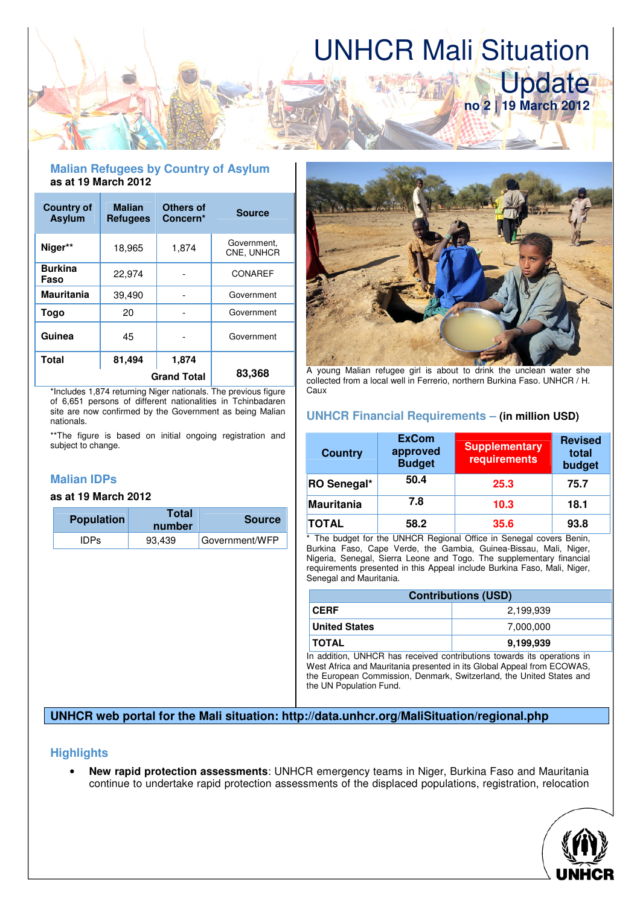# UNHCR Mali Situation Update

**no 2 | 19 March 2012**

## Malian Refugees by Country of Asylum

**as at 19 March 2012**

| Country of Asylum | Malian Refugees | Others of Concern* | Source |
|---|---|---|---|
| **Niger**** | 18,965 | 1,874 | Government, CNE, UNHCR |
| **Burkina Faso** | 22,974 | - | CONAREF |
| **Mauritania** | 39,490 | - | Government |
| **Togo** | 20 | - | Government |
| **Guinea** | 45 | - | Government |
| **Total** | **81,494** | **1,874** | |
| | | **Grand Total** | **83,368** |

*Includes 1,874 returning Niger nationals. The previous figure of 6,651 persons of different nationalities in Tchinbadaren site are now confirmed by the Government as being Malian nationals.

**The figure is based on initial ongoing registration and subject to change.

## Malian IDPs

**as at 19 March 2012**

| Population | Total number | Source |
|---|---|---|
| IDPs | 93,439 | Government/WFP |

A young Malian refugee girl is about to drink the unclean water she collected from a local well in Ferrerio, northern Burkina Faso. UNHCR / H. Caux

## UNHCR Financial Requirements – (in million USD)

| Country | ExCom approved Budget | Supplementary requirements | Revised total budget |
|---|---|---|---|
| **RO Senegal*** | **50.4** | **25.3** | **75.7** |
| **Mauritania** | **7.8** | **10.3** | **18.1** |
| **TOTAL** | **58.2** | **35.6** | **93.8** |

* The budget for the UNHCR Regional Office in Senegal covers Benin, Burkina Faso, Cape Verde, the Gambia, Guinea-Bissau, Mali, Niger, Nigeria, Senegal, Sierra Leone and Togo. The supplementary financial requirements presented in this Appeal include Burkina Faso, Mali, Niger, Senegal and Mauritania.

| Contributions (USD) | |
|---|---|
| **CERF** | 2,199,939 |
| **United States** | 7,000,000 |
| **TOTAL** | **9,199,939** |

In addition, UNHCR has received contributions towards its operations in West Africa and Mauritania presented in its Global Appeal from ECOWAS, the European Commission, Denmark, Switzerland, the United States and the UN Population Fund.

**UNHCR web portal for the Mali situation: http://data.unhcr.org/MaliSituation/regional.php**

## Highlights

- **New rapid protection assessments**: UNHCR emergency teams in Niger, Burkina Faso and Mauritania continue to undertake rapid protection assessments of the displaced populations, registration, relocation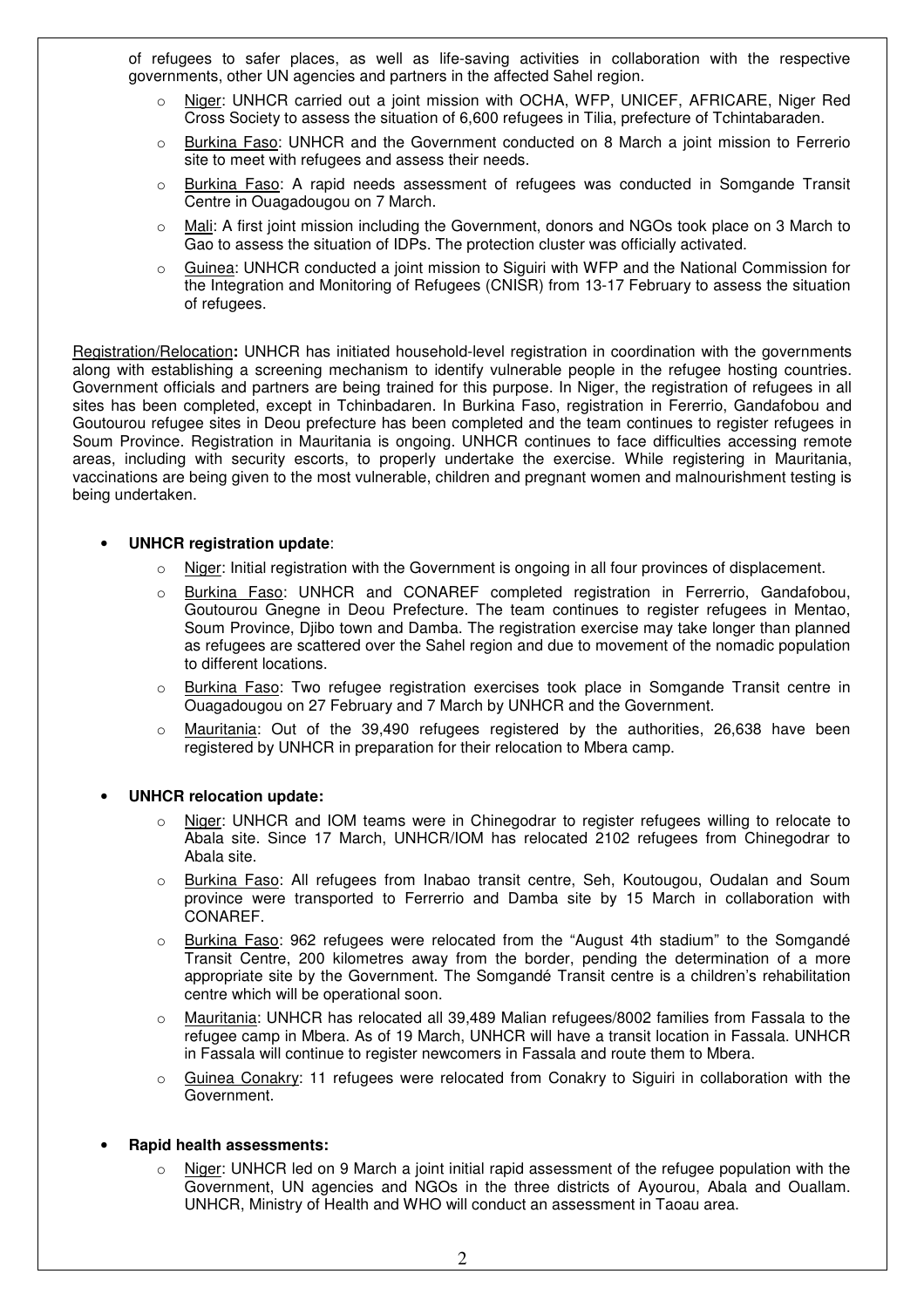of refugees to safer places, as well as life-saving activities in collaboration with the respective governments, other UN agencies and partners in the affected Sahel region.

- Niger: UNHCR carried out a joint mission with OCHA, WFP, UNICEF, AFRICARE, Niger Red Cross Society to assess the situation of 6,600 refugees in Tilia, prefecture of Tchintabaraden.
- Burkina Faso: UNHCR and the Government conducted on 8 March a joint mission to Ferrerio site to meet with refugees and assess their needs.
- Burkina Faso: A rapid needs assessment of refugees was conducted in Somgande Transit Centre in Ouagadougou on 7 March.
- Mali: A first joint mission including the Government, donors and NGOs took place on 3 March to Gao to assess the situation of IDPs. The protection cluster was officially activated.
- Guinea: UNHCR conducted a joint mission to Siguiri with WFP and the National Commission for the Integration and Monitoring of Refugees (CNISR) from 13-17 February to assess the situation of refugees.

Registration/Relocation**:** UNHCR has initiated household-level registration in coordination with the governments along with establishing a screening mechanism to identify vulnerable people in the refugee hosting countries. Government officials and partners are being trained for this purpose. In Niger, the registration of refugees in all sites has been completed, except in Tchinbadaren. In Burkina Faso, registration in Fererrio, Gandafobou and Goutourou refugee sites in Deou prefecture has been completed and the team continues to register refugees in Soum Province. Registration in Mauritania is ongoing. UNHCR continues to face difficulties accessing remote areas, including with security escorts, to properly undertake the exercise. While registering in Mauritania, vaccinations are being given to the most vulnerable, children and pregnant women and malnourishment testing is being undertaken.

- **UNHCR registration update**:
  - Niger: Initial registration with the Government is ongoing in all four provinces of displacement.
  - Burkina Faso: UNHCR and CONAREF completed registration in Ferrerrio, Gandafobou, Goutourou Gnegne in Deou Prefecture. The team continues to register refugees in Mentao, Soum Province, Djibo town and Damba. The registration exercise may take longer than planned as refugees are scattered over the Sahel region and due to movement of the nomadic population to different locations.
  - Burkina Faso: Two refugee registration exercises took place in Somgande Transit centre in Ouagadougou on 27 February and 7 March by UNHCR and the Government.
  - Mauritania: Out of the 39,490 refugees registered by the authorities, 26,638 have been registered by UNHCR in preparation for their relocation to Mbera camp.

- **UNHCR relocation update:**
  - Niger: UNHCR and IOM teams were in Chinegodrar to register refugees willing to relocate to Abala site. Since 17 March, UNHCR/IOM has relocated 2102 refugees from Chinegodrar to Abala site.
  - Burkina Faso: All refugees from Inabao transit centre, Seh, Koutougou, Oudalan and Soum province were transported to Ferrerrio and Damba site by 15 March in collaboration with CONAREF.
  - Burkina Faso: 962 refugees were relocated from the "August 4th stadium" to the Somgandé Transit Centre, 200 kilometres away from the border, pending the determination of a more appropriate site by the Government. The Somgandé Transit centre is a children's rehabilitation centre which will be operational soon.
  - Mauritania: UNHCR has relocated all 39,489 Malian refugees/8002 families from Fassala to the refugee camp in Mbera. As of 19 March, UNHCR will have a transit location in Fassala. UNHCR in Fassala will continue to register newcomers in Fassala and route them to Mbera.
  - Guinea Conakry: 11 refugees were relocated from Conakry to Siguiri in collaboration with the Government.

- **Rapid health assessments:**
  - Niger: UNHCR led on 9 March a joint initial rapid assessment of the refugee population with the Government, UN agencies and NGOs in the three districts of Ayourou, Abala and Ouallam. UNHCR, Ministry of Health and WHO will conduct an assessment in Taoau area.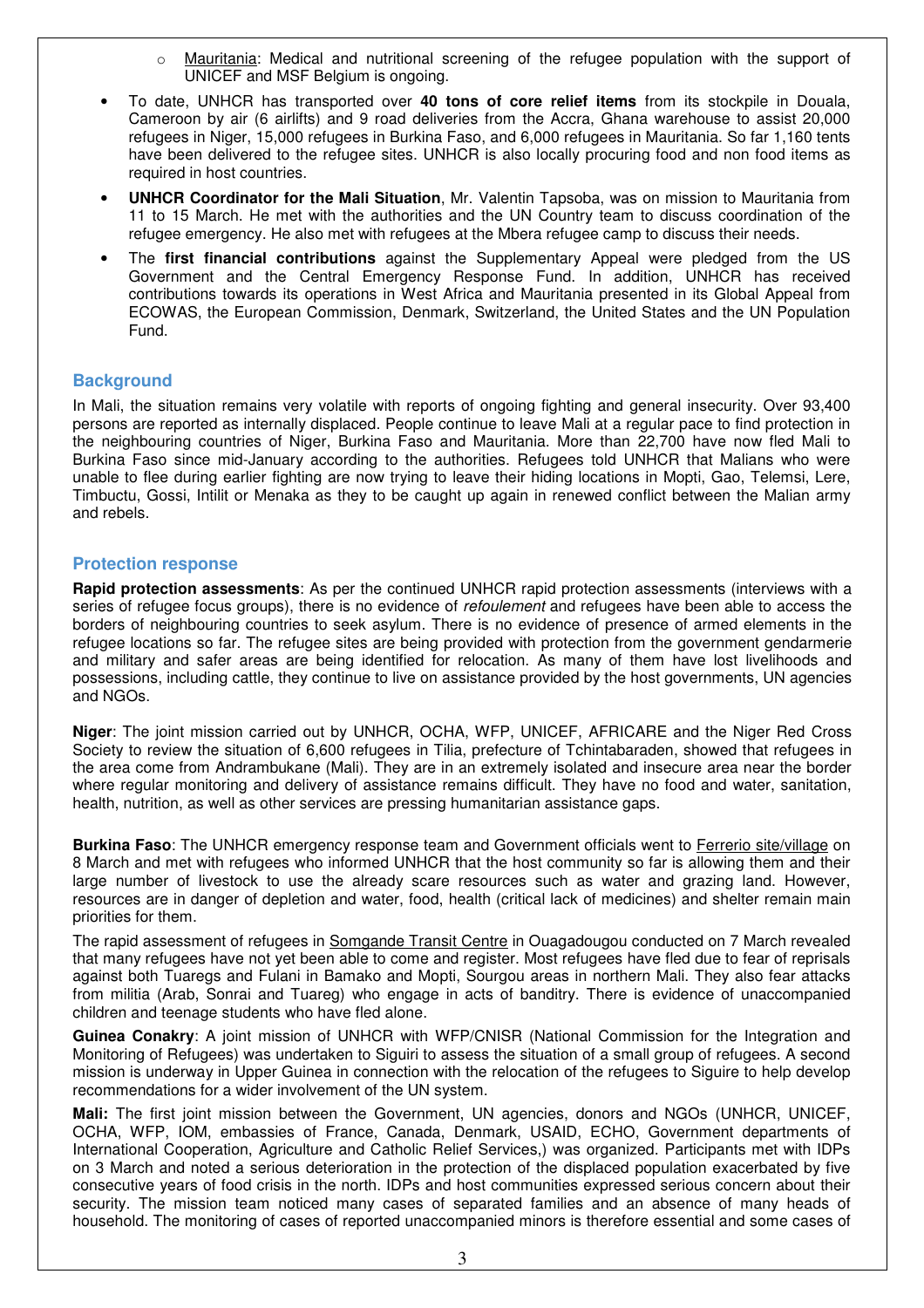- Mauritania: Medical and nutritional screening of the refugee population with the support of UNICEF and MSF Belgium is ongoing.

- To date, UNHCR has transported over **40 tons of core relief items** from its stockpile in Douala, Cameroon by air (6 airlifts) and 9 road deliveries from the Accra, Ghana warehouse to assist 20,000 refugees in Niger, 15,000 refugees in Burkina Faso, and 6,000 refugees in Mauritania. So far 1,160 tents have been delivered to the refugee sites. UNHCR is also locally procuring food and non food items as required in host countries.
- **UNHCR Coordinator for the Mali Situation**, Mr. Valentin Tapsoba, was on mission to Mauritania from 11 to 15 March. He met with the authorities and the UN Country team to discuss coordination of the refugee emergency. He also met with refugees at the Mbera refugee camp to discuss their needs.
- The **first financial contributions** against the Supplementary Appeal were pledged from the US Government and the Central Emergency Response Fund. In addition, UNHCR has received contributions towards its operations in West Africa and Mauritania presented in its Global Appeal from ECOWAS, the European Commission, Denmark, Switzerland, the United States and the UN Population Fund.

## Background

In Mali, the situation remains very volatile with reports of ongoing fighting and general insecurity. Over 93,400 persons are reported as internally displaced. People continue to leave Mali at a regular pace to find protection in the neighbouring countries of Niger, Burkina Faso and Mauritania. More than 22,700 have now fled Mali to Burkina Faso since mid-January according to the authorities. Refugees told UNHCR that Malians who were unable to flee during earlier fighting are now trying to leave their hiding locations in Mopti, Gao, Telemsi, Lere, Timbuctu, Gossi, Intilit or Menaka as they to be caught up again in renewed conflict between the Malian army and rebels.

## Protection response

**Rapid protection assessments**: As per the continued UNHCR rapid protection assessments (interviews with a series of refugee focus groups), there is no evidence of *refoulement* and refugees have been able to access the borders of neighbouring countries to seek asylum. There is no evidence of presence of armed elements in the refugee locations so far. The refugee sites are being provided with protection from the government gendarmerie and military and safer areas are being identified for relocation. As many of them have lost livelihoods and possessions, including cattle, they continue to live on assistance provided by the host governments, UN agencies and NGOs.

**Niger**: The joint mission carried out by UNHCR, OCHA, WFP, UNICEF, AFRICARE and the Niger Red Cross Society to review the situation of 6,600 refugees in Tilia, prefecture of Tchintabaraden, showed that refugees in the area come from Andrambukane (Mali). They are in an extremely isolated and insecure area near the border where regular monitoring and delivery of assistance remains difficult. They have no food and water, sanitation, health, nutrition, as well as other services are pressing humanitarian assistance gaps.

**Burkina Faso**: The UNHCR emergency response team and Government officials went to Ferrerio site/village on 8 March and met with refugees who informed UNHCR that the host community so far is allowing them and their large number of livestock to use the already scare resources such as water and grazing land. However, resources are in danger of depletion and water, food, health (critical lack of medicines) and shelter remain main priorities for them.

The rapid assessment of refugees in Somgande Transit Centre in Ouagadougou conducted on 7 March revealed that many refugees have not yet been able to come and register. Most refugees have fled due to fear of reprisals against both Tuaregs and Fulani in Bamako and Mopti, Sourgou areas in northern Mali. They also fear attacks from militia (Arab, Sonrai and Tuareg) who engage in acts of banditry. There is evidence of unaccompanied children and teenage students who have fled alone.

**Guinea Conakry**: A joint mission of UNHCR with WFP/CNISR (National Commission for the Integration and Monitoring of Refugees) was undertaken to Siguiri to assess the situation of a small group of refugees. A second mission is underway in Upper Guinea in connection with the relocation of the refugees to Siguire to help develop recommendations for a wider involvement of the UN system.

**Mali:** The first joint mission between the Government, UN agencies, donors and NGOs (UNHCR, UNICEF, OCHA, WFP, IOM, embassies of France, Canada, Denmark, USAID, ECHO, Government departments of International Cooperation, Agriculture and Catholic Relief Services,) was organized. Participants met with IDPs on 3 March and noted a serious deterioration in the protection of the displaced population exacerbated by five consecutive years of food crisis in the north. IDPs and host communities expressed serious concern about their security. The mission team noticed many cases of separated families and an absence of many heads of household. The monitoring of cases of reported unaccompanied minors is therefore essential and some cases of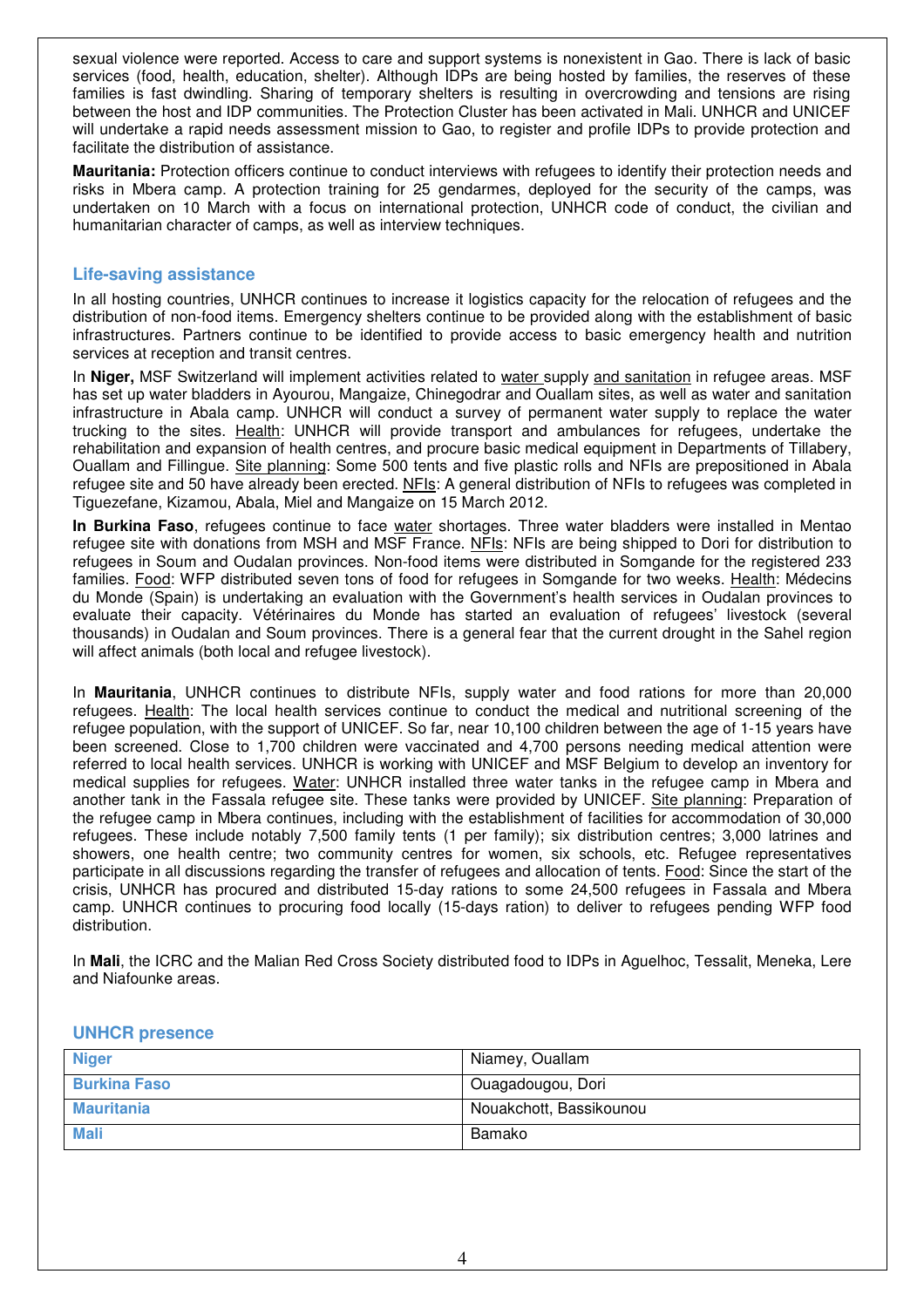sexual violence were reported. Access to care and support systems is nonexistent in Gao. There is lack of basic services (food, health, education, shelter). Although IDPs are being hosted by families, the reserves of these families is fast dwindling. Sharing of temporary shelters is resulting in overcrowding and tensions are rising between the host and IDP communities. The Protection Cluster has been activated in Mali. UNHCR and UNICEF will undertake a rapid needs assessment mission to Gao, to register and profile IDPs to provide protection and facilitate the distribution of assistance.

**Mauritania:** Protection officers continue to conduct interviews with refugees to identify their protection needs and risks in Mbera camp. A protection training for 25 gendarmes, deployed for the security of the camps, was undertaken on 10 March with a focus on international protection, UNHCR code of conduct, the civilian and humanitarian character of camps, as well as interview techniques.

### Life-saving assistance

In all hosting countries, UNHCR continues to increase it logistics capacity for the relocation of refugees and the distribution of non-food items. Emergency shelters continue to be provided along with the establishment of basic infrastructures. Partners continue to be identified to provide access to basic emergency health and nutrition services at reception and transit centres.

In **Niger,** MSF Switzerland will implement activities related to water supply and sanitation in refugee areas. MSF has set up water bladders in Ayourou, Mangaize, Chinegodrar and Ouallam sites, as well as water and sanitation infrastructure in Abala camp. UNHCR will conduct a survey of permanent water supply to replace the water trucking to the sites. Health: UNHCR will provide transport and ambulances for refugees, undertake the rehabilitation and expansion of health centres, and procure basic medical equipment in Departments of Tillabery, Ouallam and Fillingue. Site planning: Some 500 tents and five plastic rolls and NFIs are prepositioned in Abala refugee site and 50 have already been erected. NFIs: A general distribution of NFIs to refugees was completed in Tiguezefane, Kizamou, Abala, Miel and Mangaize on 15 March 2012.

**In Burkina Faso**, refugees continue to face water shortages. Three water bladders were installed in Mentao refugee site with donations from MSH and MSF France. NFIs: NFIs are being shipped to Dori for distribution to refugees in Soum and Oudalan provinces. Non-food items were distributed in Somgande for the registered 233 families. Food: WFP distributed seven tons of food for refugees in Somgande for two weeks. Health: Médecins du Monde (Spain) is undertaking an evaluation with the Government's health services in Oudalan provinces to evaluate their capacity. Vétérinaires du Monde has started an evaluation of refugees' livestock (several thousands) in Oudalan and Soum provinces. There is a general fear that the current drought in the Sahel region will affect animals (both local and refugee livestock).

In **Mauritania**, UNHCR continues to distribute NFIs, supply water and food rations for more than 20,000 refugees. Health: The local health services continue to conduct the medical and nutritional screening of the refugee population, with the support of UNICEF. So far, near 10,100 children between the age of 1-15 years have been screened. Close to 1,700 children were vaccinated and 4,700 persons needing medical attention were referred to local health services. UNHCR is working with UNICEF and MSF Belgium to develop an inventory for medical supplies for refugees. Water: UNHCR installed three water tanks in the refugee camp in Mbera and another tank in the Fassala refugee site. These tanks were provided by UNICEF. Site planning: Preparation of the refugee camp in Mbera continues, including with the establishment of facilities for accommodation of 30,000 refugees. These include notably 7,500 family tents (1 per family); six distribution centres; 3,000 latrines and showers, one health centre; two community centres for women, six schools, etc. Refugee representatives participate in all discussions regarding the transfer of refugees and allocation of tents. Food: Since the start of the crisis, UNHCR has procured and distributed 15-day rations to some 24,500 refugees in Fassala and Mbera camp. UNHCR continues to procuring food locally (15-days ration) to deliver to refugees pending WFP food distribution.

In **Mali**, the ICRC and the Malian Red Cross Society distributed food to IDPs in Aguelhoc, Tessalit, Meneka, Lere and Niafounke areas.

### UNHCR presence

| | |
|---|---|
| **Niger** | Niamey, Ouallam |
| **Burkina Faso** | Ouagadougou, Dori |
| **Mauritania** | Nouakchott, Bassikounou |
| **Mali** | Bamako |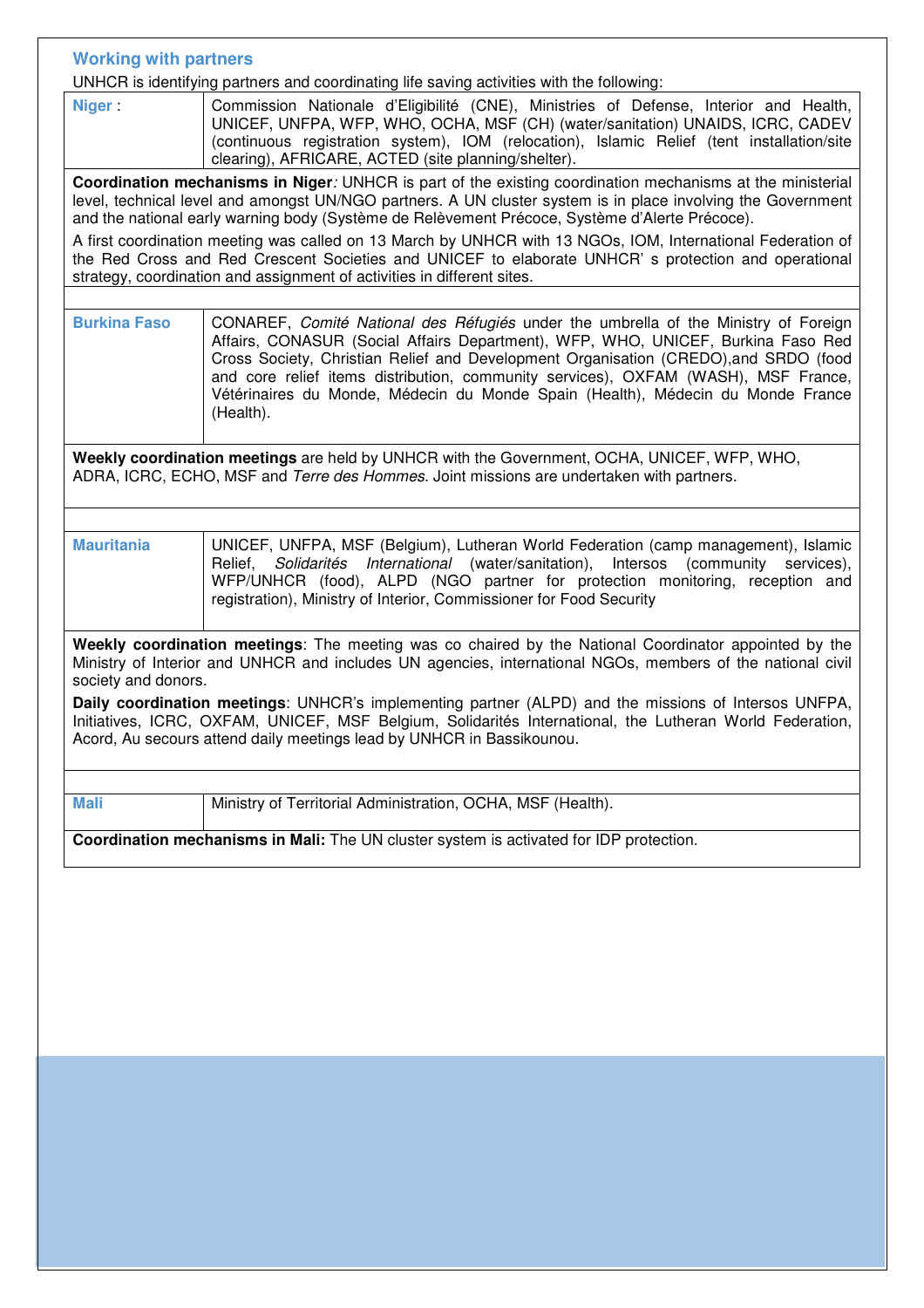## Working with partners

UNHCR is identifying partners and coordinating life saving activities with the following:

| | |
|---|---|
| **Niger** : | Commission Nationale d'Eligibilité (CNE), Ministries of Defense, Interior and Health, UNICEF, UNFPA, WFP, WHO, OCHA, MSF (CH) (water/sanitation) UNAIDS, ICRC, CADEV (continuous registration system), IOM (relocation), Islamic Relief (tent installation/site clearing), AFRICARE, ACTED (site planning/shelter). |

**Coordination mechanisms in Niger***:* UNHCR is part of the existing coordination mechanisms at the ministerial level, technical level and amongst UN/NGO partners. A UN cluster system is in place involving the Government and the national early warning body (Système de Relèvement Précoce, Système d'Alerte Précoce).

A first coordination meeting was called on 13 March by UNHCR with 13 NGOs, IOM, International Federation of the Red Cross and Red Crescent Societies and UNICEF to elaborate UNHCR' s protection and operational strategy, coordination and assignment of activities in different sites.

| | |
|---|---|
| **Burkina Faso** | CONAREF, *Comité National des Réfugiés* under the umbrella of the Ministry of Foreign Affairs, CONASUR (Social Affairs Department), WFP, WHO, UNICEF, Burkina Faso Red Cross Society, Christian Relief and Development Organisation (CREDO),and SRDO (food and core relief items distribution, community services), OXFAM (WASH), MSF France, Vétérinaires du Monde, Médecin du Monde Spain (Health), Médecin du Monde France (Health). |

**Weekly coordination meetings** are held by UNHCR with the Government, OCHA, UNICEF, WFP, WHO, ADRA, ICRC, ECHO, MSF and *Terre des Hommes*. Joint missions are undertaken with partners.

| | |
|---|---|
| **Mauritania** | UNICEF, UNFPA, MSF (Belgium), Lutheran World Federation (camp management), Islamic Relief, *Solidarités International* (water/sanitation), Intersos (community services), WFP/UNHCR (food), ALPD (NGO partner for protection monitoring, reception and registration), Ministry of Interior, Commissioner for Food Security |

**Weekly coordination meetings**: The meeting was co chaired by the National Coordinator appointed by the Ministry of Interior and UNHCR and includes UN agencies, international NGOs, members of the national civil society and donors.

**Daily coordination meetings**: UNHCR's implementing partner (ALPD) and the missions of Intersos UNFPA, Initiatives, ICRC, OXFAM, UNICEF, MSF Belgium, Solidarités International, the Lutheran World Federation, Acord, Au secours attend daily meetings lead by UNHCR in Bassikounou.

| | |
|---|---|
| **Mali** | Ministry of Territorial Administration, OCHA, MSF (Health). |

**Coordination mechanisms in Mali:** The UN cluster system is activated for IDP protection.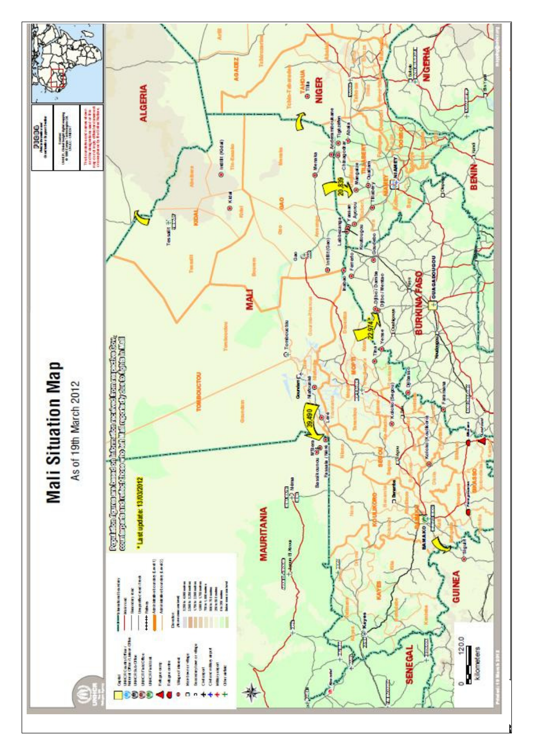# Mali Situation Map

As of 19th March 2012

Population figures are based on information received from respective Gov. counterparts and reflect those who left Mali recently due to fighting in Mali

* Last update: 13/03/2012

ALGERIA

MALI

NIGER

MAURITANIA

BURKINA FASO

NIGERIA

BENIN

GUINEA

SENEGAL

39,490

22,974*

20,839

BAMAKO

NIAMEY

OUAGADOUGOU

0 120.0

kilometers